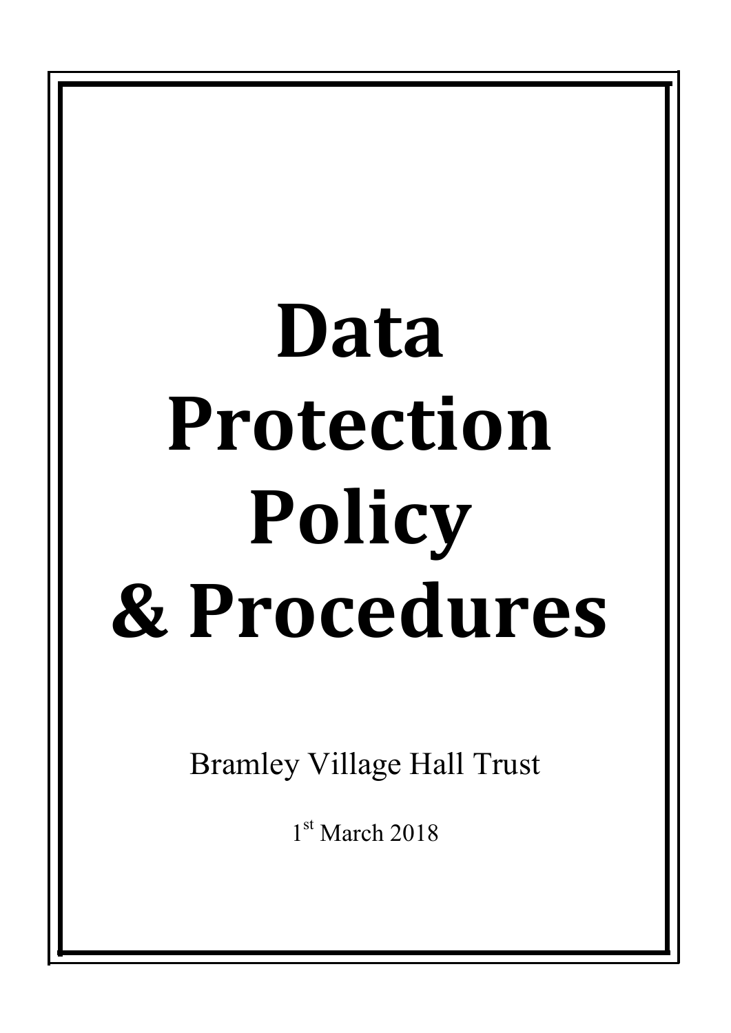# Data Protection Policy & Procedures

Bramley Village Hall Trust

1st March 2018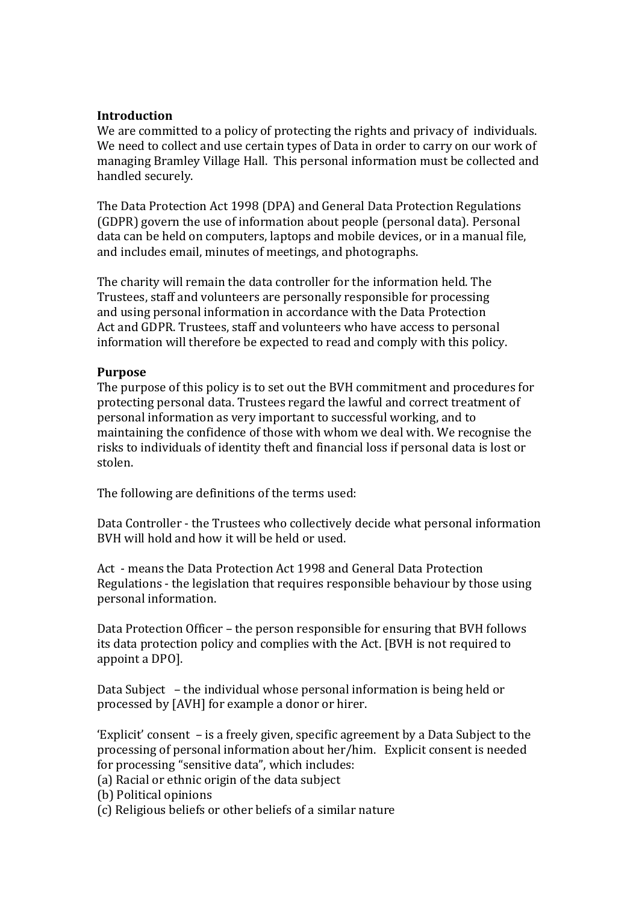**Introduction**
We are committed to a policy of protecting the rights and privacy of individuals. We need to collect and use certain types of Data in order to carry on our work of managing Bramley Village Hall. This personal information must be collected and handled securely.

The Data Protection Act 1998 (DPA) and General Data Protection Regulations (GDPR) govern the use of information about people (personal data). Personal data can be held on computers, laptops and mobile devices, or in a manual file, and includes email, minutes of meetings, and photographs.

The charity will remain the data controller for the information held. The Trustees, staff and volunteers are personally responsible for processing and using personal information in accordance with the Data Protection Act and GDPR. Trustees, staff and volunteers who have access to personal information will therefore be expected to read and comply with this policy.

**Purpose**
The purpose of this policy is to set out the BVH commitment and procedures for protecting personal data. Trustees regard the lawful and correct treatment of personal information as very important to successful working, and to maintaining the confidence of those with whom we deal with. We recognise the risks to individuals of identity theft and financial loss if personal data is lost or stolen.

The following are definitions of the terms used:

Data Controller - the Trustees who collectively decide what personal information BVH will hold and how it will be held or used.

Act - means the Data Protection Act 1998 and General Data Protection Regulations - the legislation that requires responsible behaviour by those using personal information.

Data Protection Officer – the person responsible for ensuring that BVH follows its data protection policy and complies with the Act. [BVH is not required to appoint a DPO].

Data Subject – the individual whose personal information is being held or processed by [AVH] for example a donor or hirer.

'Explicit' consent – is a freely given, specific agreement by a Data Subject to the processing of personal information about her/him. Explicit consent is needed for processing "sensitive data", which includes:
(a) Racial or ethnic origin of the data subject
(b) Political opinions
(c) Religious beliefs or other beliefs of a similar nature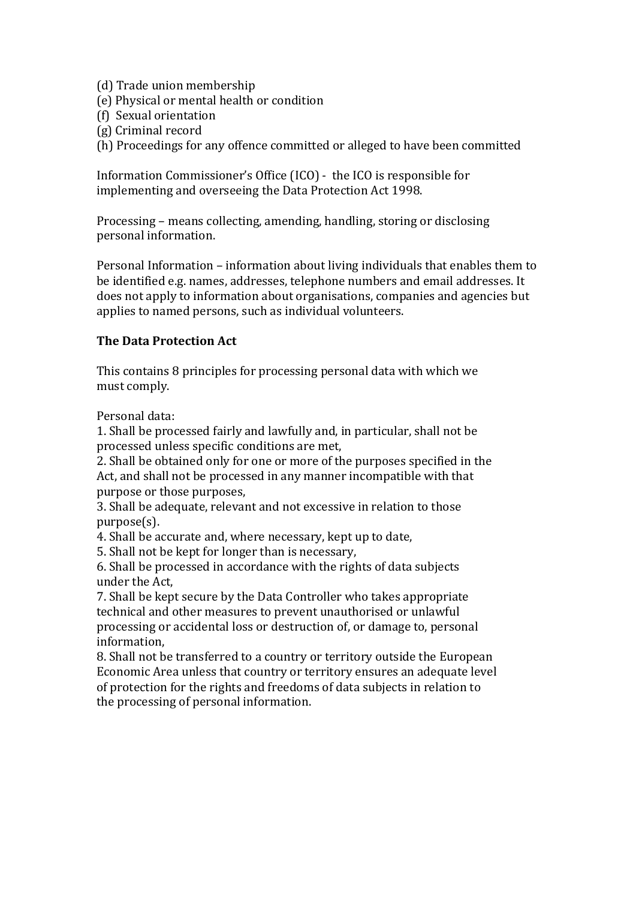(d) Trade union membership
(e) Physical or mental health or condition
(f) Sexual orientation
(g) Criminal record
(h) Proceedings for any offence committed or alleged to have been committed

Information Commissioner's Office (ICO) - the ICO is responsible for implementing and overseeing the Data Protection Act 1998.

Processing – means collecting, amending, handling, storing or disclosing personal information.

Personal Information – information about living individuals that enables them to be identified e.g. names, addresses, telephone numbers and email addresses. It does not apply to information about organisations, companies and agencies but applies to named persons, such as individual volunteers.

**The Data Protection Act**

This contains 8 principles for processing personal data with which we must comply.

Personal data:

1. Shall be processed fairly and lawfully and, in particular, shall not be processed unless specific conditions are met,
2. Shall be obtained only for one or more of the purposes specified in the Act, and shall not be processed in any manner incompatible with that purpose or those purposes,
3. Shall be adequate, relevant and not excessive in relation to those purpose(s).
4. Shall be accurate and, where necessary, kept up to date,
5. Shall not be kept for longer than is necessary,
6. Shall be processed in accordance with the rights of data subjects under the Act,
7. Shall be kept secure by the Data Controller who takes appropriate technical and other measures to prevent unauthorised or unlawful processing or accidental loss or destruction of, or damage to, personal information,
8. Shall not be transferred to a country or territory outside the European Economic Area unless that country or territory ensures an adequate level of protection for the rights and freedoms of data subjects in relation to the processing of personal information.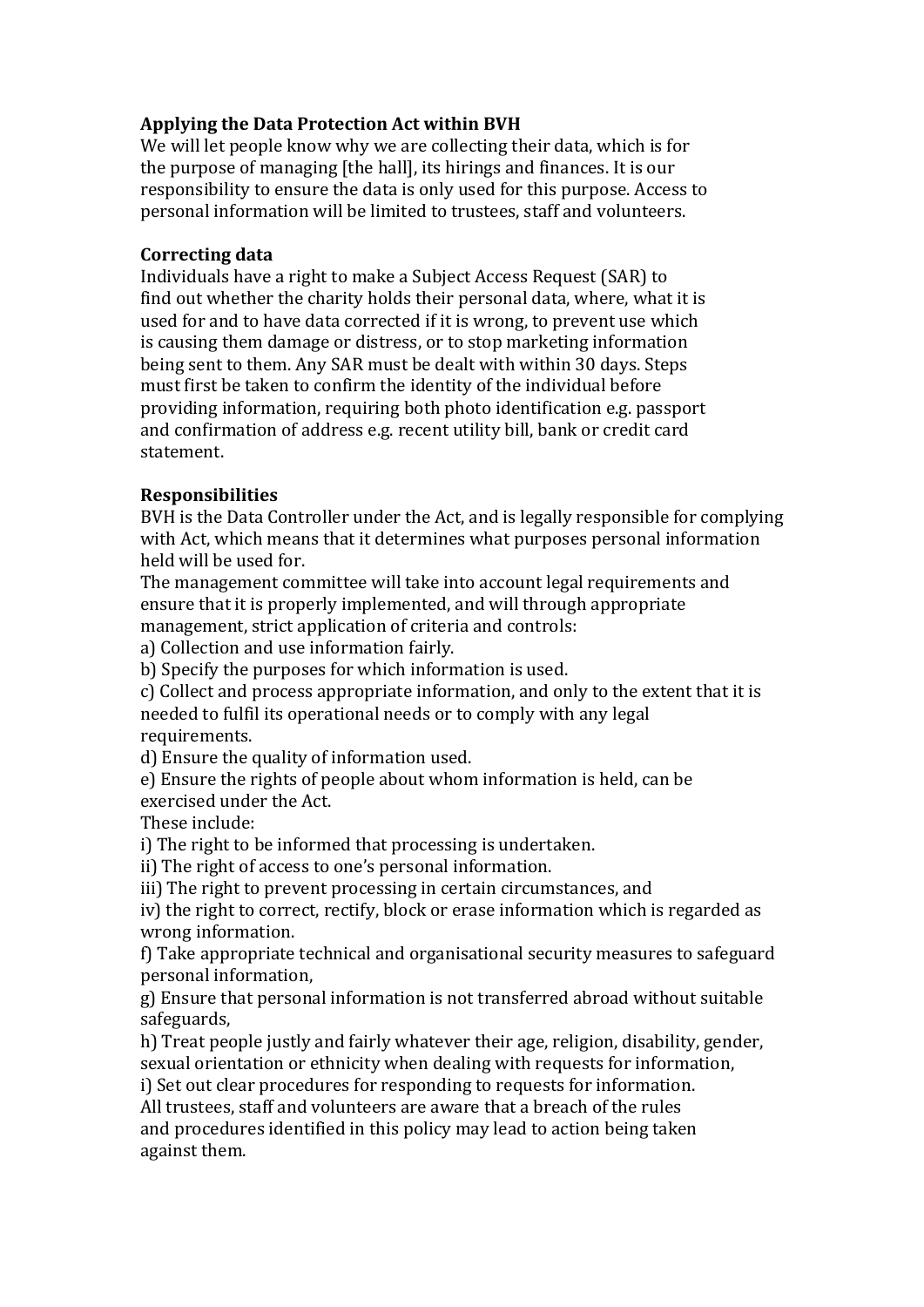**Applying the Data Protection Act within BVH**

We will let people know why we are collecting their data, which is for the purpose of managing [the hall], its hirings and finances. It is our responsibility to ensure the data is only used for this purpose. Access to personal information will be limited to trustees, staff and volunteers.

**Correcting data**

Individuals have a right to make a Subject Access Request (SAR) to find out whether the charity holds their personal data, where, what it is used for and to have data corrected if it is wrong, to prevent use which is causing them damage or distress, or to stop marketing information being sent to them. Any SAR must be dealt with within 30 days. Steps must first be taken to confirm the identity of the individual before providing information, requiring both photo identification e.g. passport and confirmation of address e.g. recent utility bill, bank or credit card statement.

**Responsibilities**

BVH is the Data Controller under the Act, and is legally responsible for complying with Act, which means that it determines what purposes personal information held will be used for.

The management committee will take into account legal requirements and ensure that it is properly implemented, and will through appropriate management, strict application of criteria and controls:

a) Collection and use information fairly.
b) Specify the purposes for which information is used.
c) Collect and process appropriate information, and only to the extent that it is needed to fulfil its operational needs or to comply with any legal requirements.
d) Ensure the quality of information used.
e) Ensure the rights of people about whom information is held, can be exercised under the Act.
These include:
i) The right to be informed that processing is undertaken.
ii) The right of access to one's personal information.
iii) The right to prevent processing in certain circumstances, and
iv) the right to correct, rectify, block or erase information which is regarded as wrong information.
f) Take appropriate technical and organisational security measures to safeguard personal information,
g) Ensure that personal information is not transferred abroad without suitable safeguards,
h) Treat people justly and fairly whatever their age, religion, disability, gender, sexual orientation or ethnicity when dealing with requests for information,
i) Set out clear procedures for responding to requests for information.

All trustees, staff and volunteers are aware that a breach of the rules and procedures identified in this policy may lead to action being taken against them.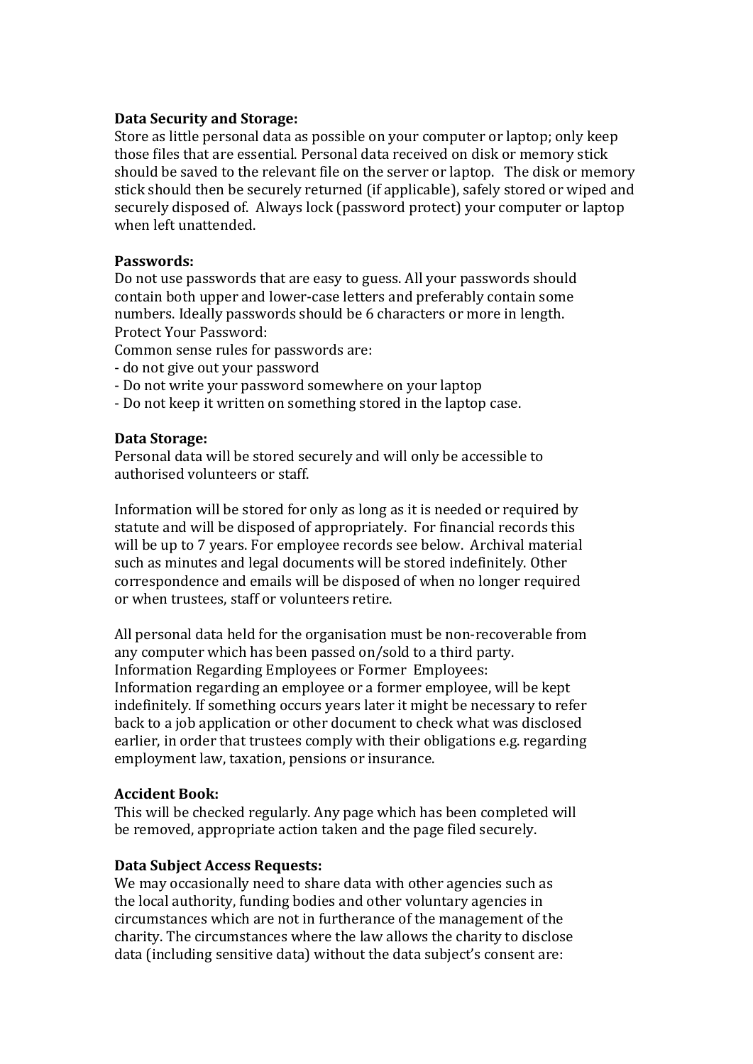**Data Security and Storage:**
Store as little personal data as possible on your computer or laptop; only keep those files that are essential. Personal data received on disk or memory stick should be saved to the relevant file on the server or laptop. The disk or memory stick should then be securely returned (if applicable), safely stored or wiped and securely disposed of. Always lock (password protect) your computer or laptop when left unattended.

**Passwords:**
Do not use passwords that are easy to guess. All your passwords should contain both upper and lower-case letters and preferably contain some numbers. Ideally passwords should be 6 characters or more in length.
Protect Your Password:
Common sense rules for passwords are:
- do not give out your password
- Do not write your password somewhere on your laptop
- Do not keep it written on something stored in the laptop case.

**Data Storage:**
Personal data will be stored securely and will only be accessible to authorised volunteers or staff.

Information will be stored for only as long as it is needed or required by statute and will be disposed of appropriately. For financial records this will be up to 7 years. For employee records see below. Archival material such as minutes and legal documents will be stored indefinitely. Other correspondence and emails will be disposed of when no longer required or when trustees, staff or volunteers retire.

All personal data held for the organisation must be non-recoverable from any computer which has been passed on/sold to a third party.
Information Regarding Employees or Former Employees:
Information regarding an employee or a former employee, will be kept indefinitely. If something occurs years later it might be necessary to refer back to a job application or other document to check what was disclosed earlier, in order that trustees comply with their obligations e.g. regarding employment law, taxation, pensions or insurance.

**Accident Book:**
This will be checked regularly. Any page which has been completed will be removed, appropriate action taken and the page filed securely.

**Data Subject Access Requests:**
We may occasionally need to share data with other agencies such as the local authority, funding bodies and other voluntary agencies in circumstances which are not in furtherance of the management of the charity. The circumstances where the law allows the charity to disclose data (including sensitive data) without the data subject's consent are: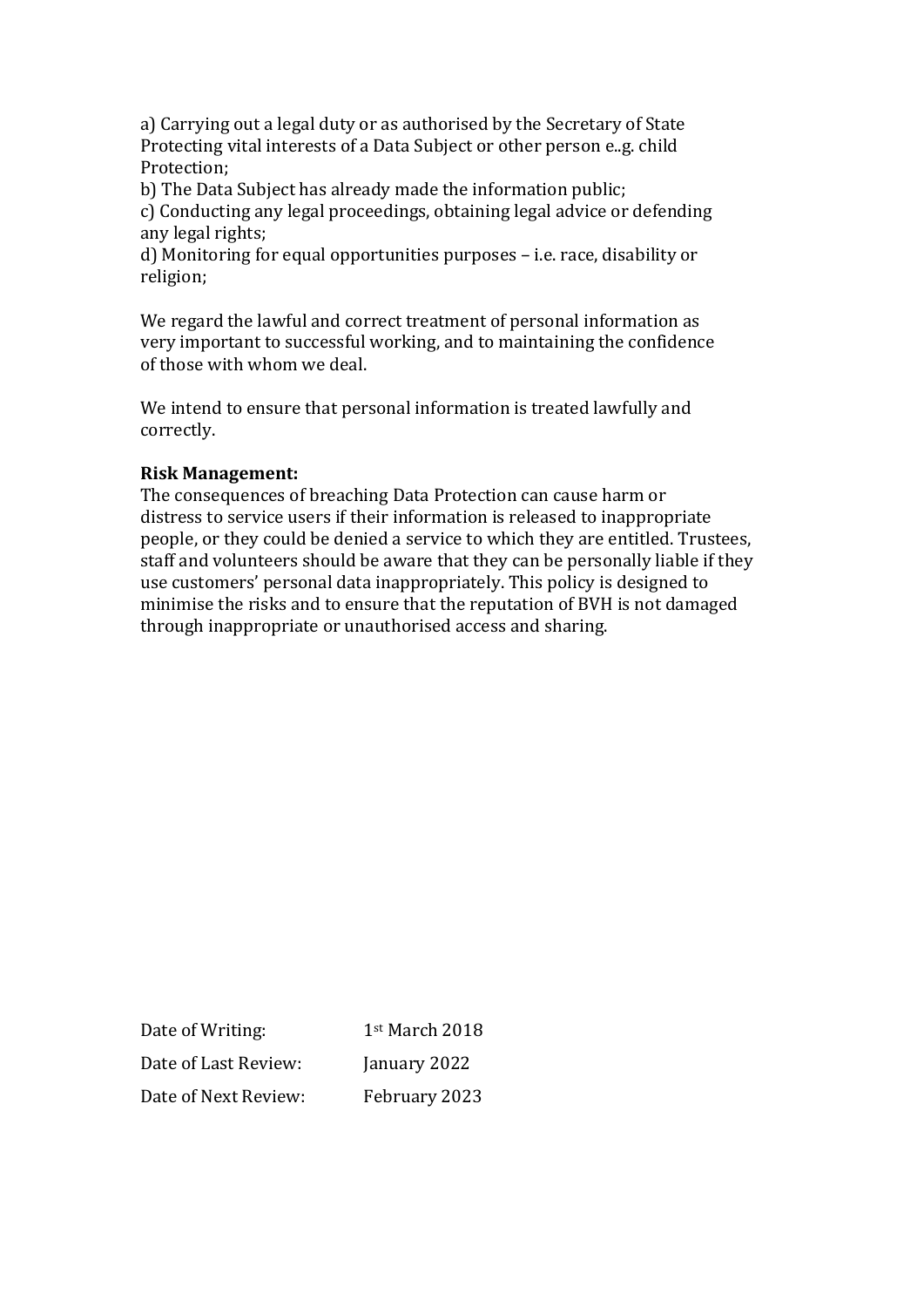a) Carrying out a legal duty or as authorised by the Secretary of State Protecting vital interests of a Data Subject or other person e..g. child Protection;

b) The Data Subject has already made the information public;

c) Conducting any legal proceedings, obtaining legal advice or defending any legal rights;

d) Monitoring for equal opportunities purposes – i.e. race, disability or religion;

We regard the lawful and correct treatment of personal information as very important to successful working, and to maintaining the confidence of those with whom we deal.

We intend to ensure that personal information is treated lawfully and correctly.

**Risk Management:**
The consequences of breaching Data Protection can cause harm or distress to service users if their information is released to inappropriate people, or they could be denied a service to which they are entitled. Trustees, staff and volunteers should be aware that they can be personally liable if they use customers' personal data inappropriately. This policy is designed to minimise the risks and to ensure that the reputation of BVH is not damaged through inappropriate or unauthorised access and sharing.

| | |
|---|---|
| Date of Writing: | 1st March 2018 |
| Date of Last Review: | January 2022 |
| Date of Next Review: | February 2023 |